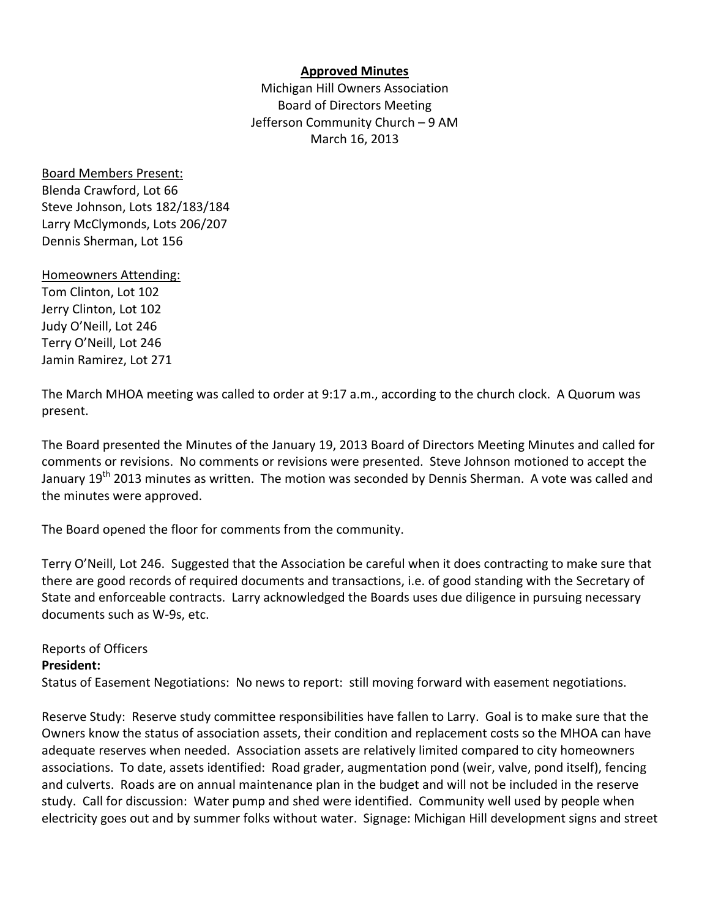**Approved Minutes**

Michigan Hill Owners Association
Board of Directors Meeting
Jefferson Community Church – 9 AM
March 16, 2013

Board Members Present:
Blenda Crawford, Lot 66
Steve Johnson, Lots 182/183/184
Larry McClymonds, Lots 206/207
Dennis Sherman, Lot 156

Homeowners Attending:
Tom Clinton, Lot 102
Jerry Clinton, Lot 102
Judy O'Neill, Lot 246
Terry O'Neill, Lot 246
Jamin Ramirez, Lot 271

The March MHOA meeting was called to order at 9:17 a.m., according to the church clock. A Quorum was present.

The Board presented the Minutes of the January 19, 2013 Board of Directors Meeting Minutes and called for comments or revisions. No comments or revisions were presented. Steve Johnson motioned to accept the January 19th 2013 minutes as written. The motion was seconded by Dennis Sherman. A vote was called and the minutes were approved.

The Board opened the floor for comments from the community.

Terry O'Neill, Lot 246. Suggested that the Association be careful when it does contracting to make sure that there are good records of required documents and transactions, i.e. of good standing with the Secretary of State and enforceable contracts. Larry acknowledged the Boards uses due diligence in pursuing necessary documents such as W-9s, etc.

Reports of Officers

**President:**

Status of Easement Negotiations: No news to report: still moving forward with easement negotiations.

Reserve Study: Reserve study committee responsibilities have fallen to Larry. Goal is to make sure that the Owners know the status of association assets, their condition and replacement costs so the MHOA can have adequate reserves when needed. Association assets are relatively limited compared to city homeowners associations. To date, assets identified: Road grader, augmentation pond (weir, valve, pond itself), fencing and culverts. Roads are on annual maintenance plan in the budget and will not be included in the reserve study. Call for discussion: Water pump and shed were identified. Community well used by people when electricity goes out and by summer folks without water. Signage: Michigan Hill development signs and street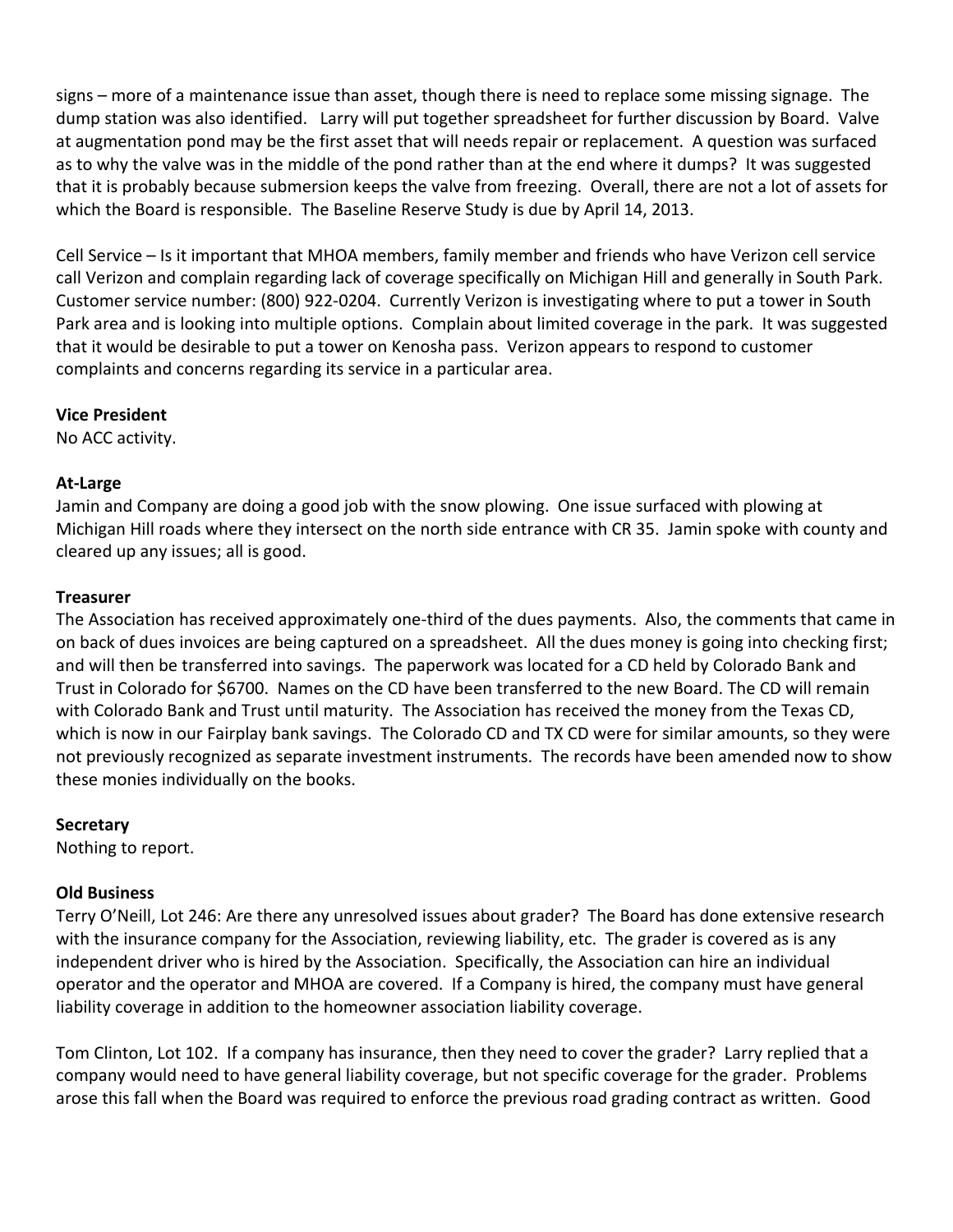signs – more of a maintenance issue than asset, though there is need to replace some missing signage. The dump station was also identified. Larry will put together spreadsheet for further discussion by Board. Valve at augmentation pond may be the first asset that will needs repair or replacement. A question was surfaced as to why the valve was in the middle of the pond rather than at the end where it dumps? It was suggested that it is probably because submersion keeps the valve from freezing. Overall, there are not a lot of assets for which the Board is responsible. The Baseline Reserve Study is due by April 14, 2013.

Cell Service – Is it important that MHOA members, family member and friends who have Verizon cell service call Verizon and complain regarding lack of coverage specifically on Michigan Hill and generally in South Park. Customer service number: (800) 922-0204. Currently Verizon is investigating where to put a tower in South Park area and is looking into multiple options. Complain about limited coverage in the park. It was suggested that it would be desirable to put a tower on Kenosha pass. Verizon appears to respond to customer complaints and concerns regarding its service in a particular area.

**Vice President**

No ACC activity.

**At-Large**

Jamin and Company are doing a good job with the snow plowing. One issue surfaced with plowing at Michigan Hill roads where they intersect on the north side entrance with CR 35. Jamin spoke with county and cleared up any issues; all is good.

**Treasurer**

The Association has received approximately one-third of the dues payments. Also, the comments that came in on back of dues invoices are being captured on a spreadsheet. All the dues money is going into checking first; and will then be transferred into savings. The paperwork was located for a CD held by Colorado Bank and Trust in Colorado for $6700. Names on the CD have been transferred to the new Board. The CD will remain with Colorado Bank and Trust until maturity. The Association has received the money from the Texas CD, which is now in our Fairplay bank savings. The Colorado CD and TX CD were for similar amounts, so they were not previously recognized as separate investment instruments. The records have been amended now to show these monies individually on the books.

**Secretary**

Nothing to report.

**Old Business**

Terry O'Neill, Lot 246: Are there any unresolved issues about grader? The Board has done extensive research with the insurance company for the Association, reviewing liability, etc. The grader is covered as is any independent driver who is hired by the Association. Specifically, the Association can hire an individual operator and the operator and MHOA are covered. If a Company is hired, the company must have general liability coverage in addition to the homeowner association liability coverage.

Tom Clinton, Lot 102. If a company has insurance, then they need to cover the grader? Larry replied that a company would need to have general liability coverage, but not specific coverage for the grader. Problems arose this fall when the Board was required to enforce the previous road grading contract as written. Good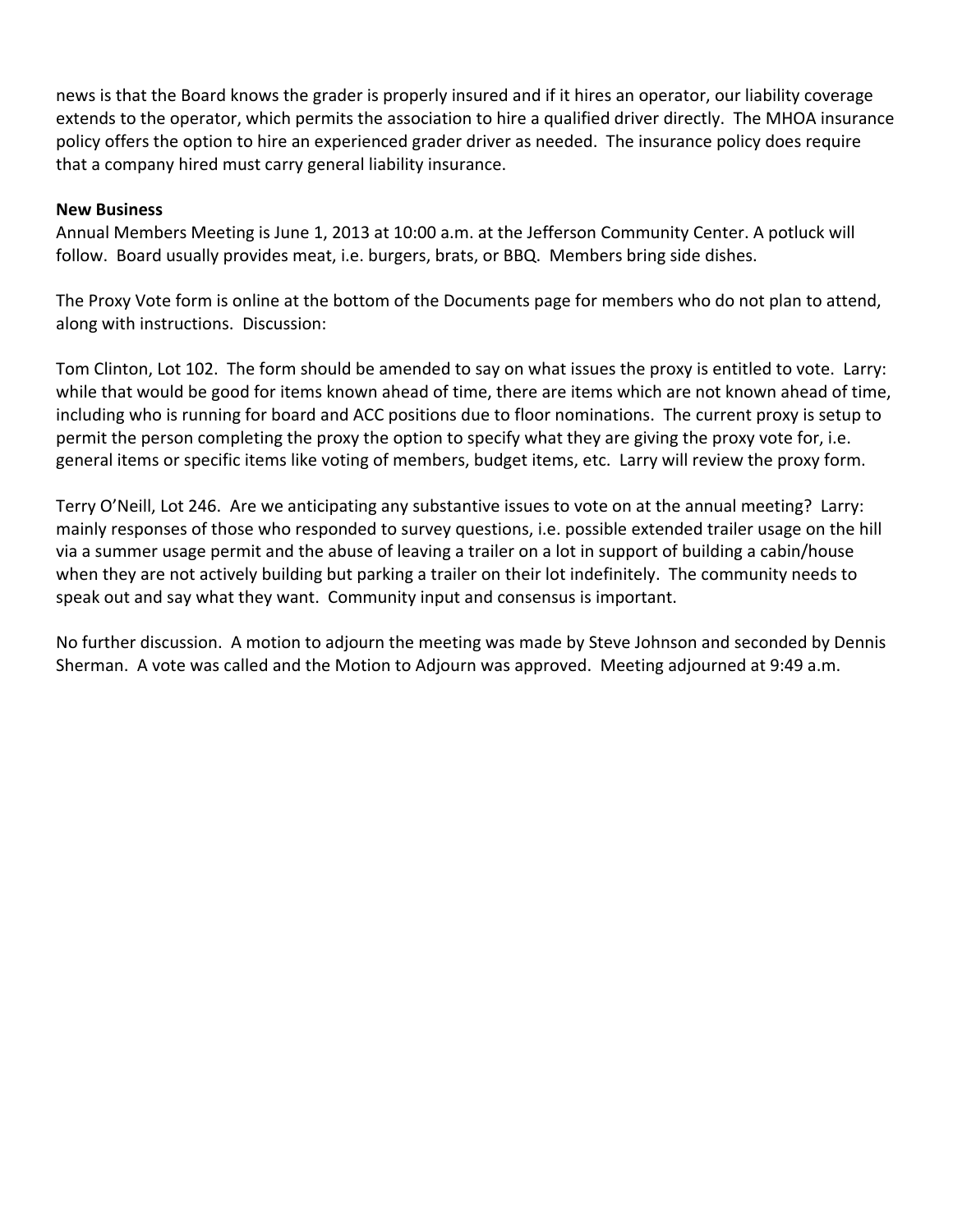news is that the Board knows the grader is properly insured and if it hires an operator, our liability coverage extends to the operator, which permits the association to hire a qualified driver directly. The MHOA insurance policy offers the option to hire an experienced grader driver as needed. The insurance policy does require that a company hired must carry general liability insurance.

**New Business**

Annual Members Meeting is June 1, 2013 at 10:00 a.m. at the Jefferson Community Center. A potluck will follow. Board usually provides meat, i.e. burgers, brats, or BBQ. Members bring side dishes.

The Proxy Vote form is online at the bottom of the Documents page for members who do not plan to attend, along with instructions. Discussion:

Tom Clinton, Lot 102. The form should be amended to say on what issues the proxy is entitled to vote. Larry: while that would be good for items known ahead of time, there are items which are not known ahead of time, including who is running for board and ACC positions due to floor nominations. The current proxy is setup to permit the person completing the proxy the option to specify what they are giving the proxy vote for, i.e. general items or specific items like voting of members, budget items, etc. Larry will review the proxy form.

Terry O'Neill, Lot 246. Are we anticipating any substantive issues to vote on at the annual meeting? Larry: mainly responses of those who responded to survey questions, i.e. possible extended trailer usage on the hill via a summer usage permit and the abuse of leaving a trailer on a lot in support of building a cabin/house when they are not actively building but parking a trailer on their lot indefinitely. The community needs to speak out and say what they want. Community input and consensus is important.

No further discussion. A motion to adjourn the meeting was made by Steve Johnson and seconded by Dennis Sherman. A vote was called and the Motion to Adjourn was approved. Meeting adjourned at 9:49 a.m.